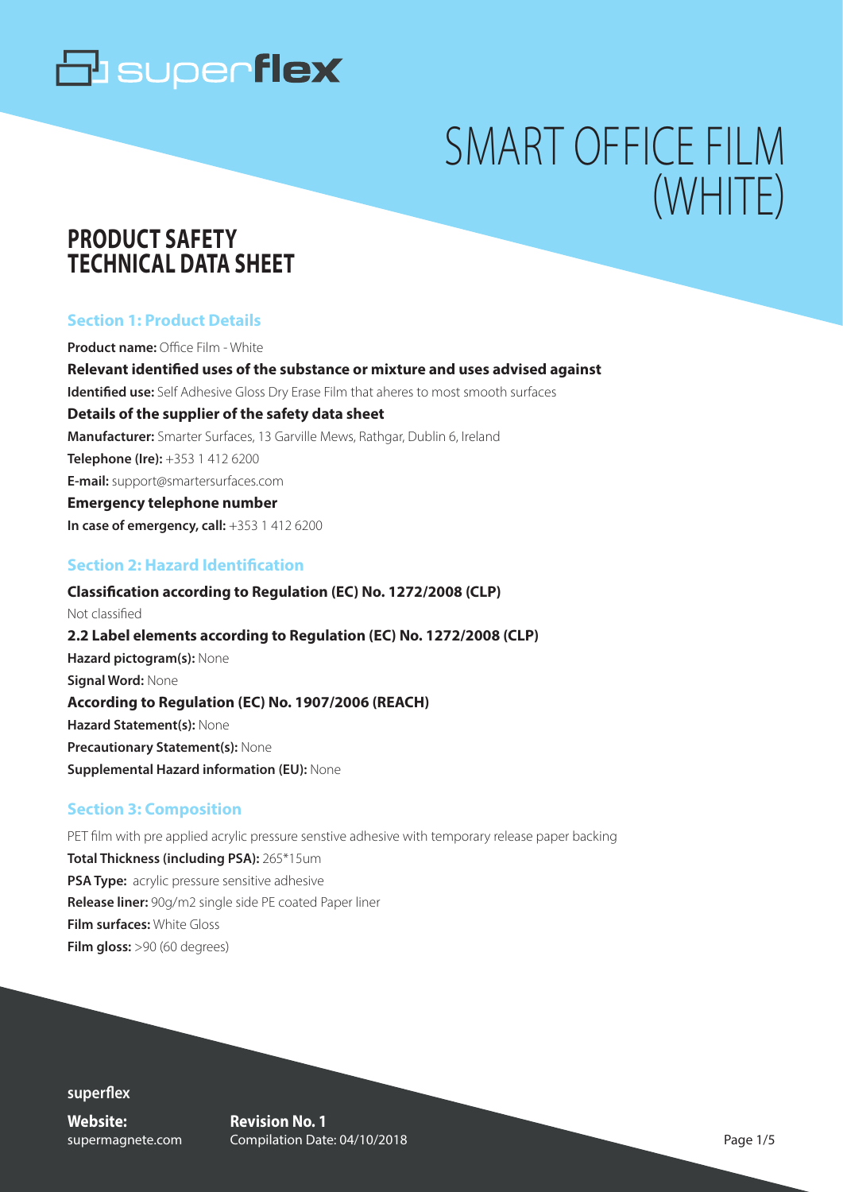superflex

# SMART OFFICE FILM (WHITE)

## PRODUCT SAFETY TECHNICAL DATA SHEET

### Section 1: Product Details

**Product name:** Office Film - White

**Relevant identified uses of the substance or mixture and uses advised against**

**Identified use:** Self Adhesive Gloss Dry Erase Film that aheres to most smooth surfaces

**Details of the supplier of the safety data sheet**

**Manufacturer:** Smarter Surfaces, 13 Garville Mews, Rathgar, Dublin 6, Ireland

**Telephone (Ire):** +353 1 412 6200

**E-mail:** support@smartersurfaces.com

**Emergency telephone number**

**In case of emergency, call:** +353 1 412 6200

### Section 2: Hazard Identification

**Classification according to Regulation (EC) No. 1272/2008 (CLP)**

Not classified

**2.2 Label elements according to Regulation (EC) No. 1272/2008 (CLP)**

**Hazard pictogram(s):** None

**Signal Word:** None

**According to Regulation (EC) No. 1907/2006 (REACH)**

**Hazard Statement(s):** None

**Precautionary Statement(s):** None

**Supplemental Hazard information (EU):** None

### Section 3: Composition

PET film with pre applied acrylic pressure senstive adhesive with temporary release paper backing

**Total Thickness (including PSA):** 265*15um

**PSA Type:** acrylic pressure sensitive adhesive

**Release liner:** 90g/m2 single side PE coated Paper liner

**Film surfaces:** White Gloss

**Film gloss:** >90 (60 degrees)

superflex

**Website:** supermagnete.com

**Revision No. 1**
Compilation Date: 04/10/2018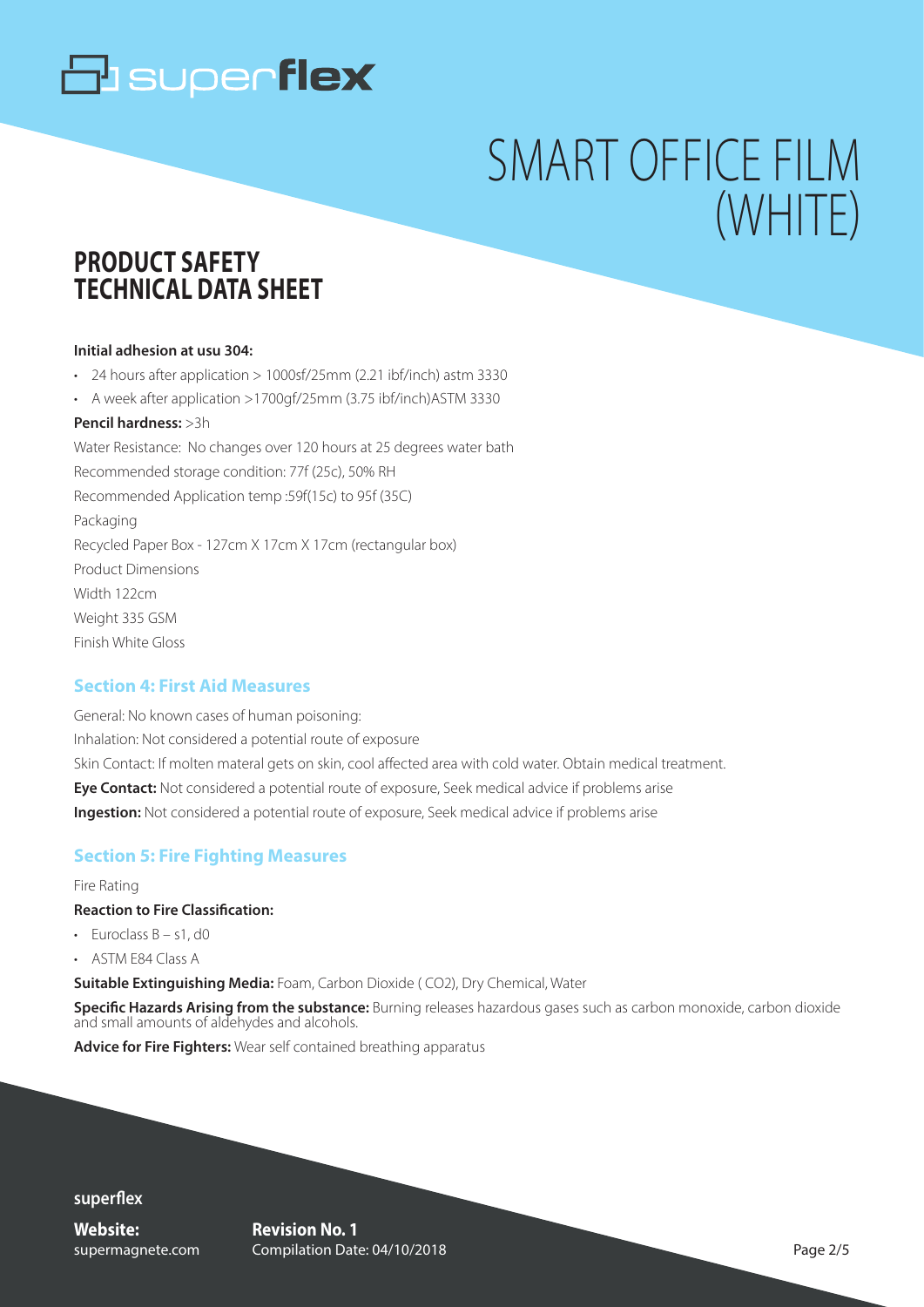# SMART OFFICE FILM (WHITE)

## PRODUCT SAFETY TECHNICAL DATA SHEET

**Initial adhesion at usu 304:**

- 24 hours after application > 1000sf/25mm (2.21 ibf/inch) astm 3330
- A week after application >1700gf/25mm (3.75 ibf/inch)ASTM 3330

**Pencil hardness:** >3h

Water Resistance: No changes over 120 hours at 25 degrees water bath

Recommended storage condition: 77f (25c), 50% RH

Recommended Application temp :59f(15c) to 95f (35C)

Packaging

Recycled Paper Box - 127cm X 17cm X 17cm (rectangular box)

Product Dimensions

Width 122cm

Weight 335 GSM

Finish White Gloss

### Section 4: First Aid Measures

General: No known cases of human poisoning:

Inhalation: Not considered a potential route of exposure

Skin Contact: If molten materal gets on skin, cool affected area with cold water. Obtain medical treatment.

**Eye Contact:** Not considered a potential route of exposure, Seek medical advice if problems arise

**Ingestion:** Not considered a potential route of exposure, Seek medical advice if problems arise

### Section 5: Fire Fighting Measures

Fire Rating

**Reaction to Fire Classification:**

- Euroclass B – s1, d0
- ASTM E84 Class A

**Suitable Extinguishing Media:** Foam, Carbon Dioxide ( $CO_2$), Dry Chemical, Water

**Specific Hazards Arising from the substance:** Burning releases hazardous gases such as carbon monoxide, carbon dioxide and small amounts of aldehydes and alcohols.

**Advice for Fire Fighters:** Wear self contained breathing apparatus

**superflex**

**Website:** supermagnete.com

**Revision No. 1**
Compilation Date: 04/10/2018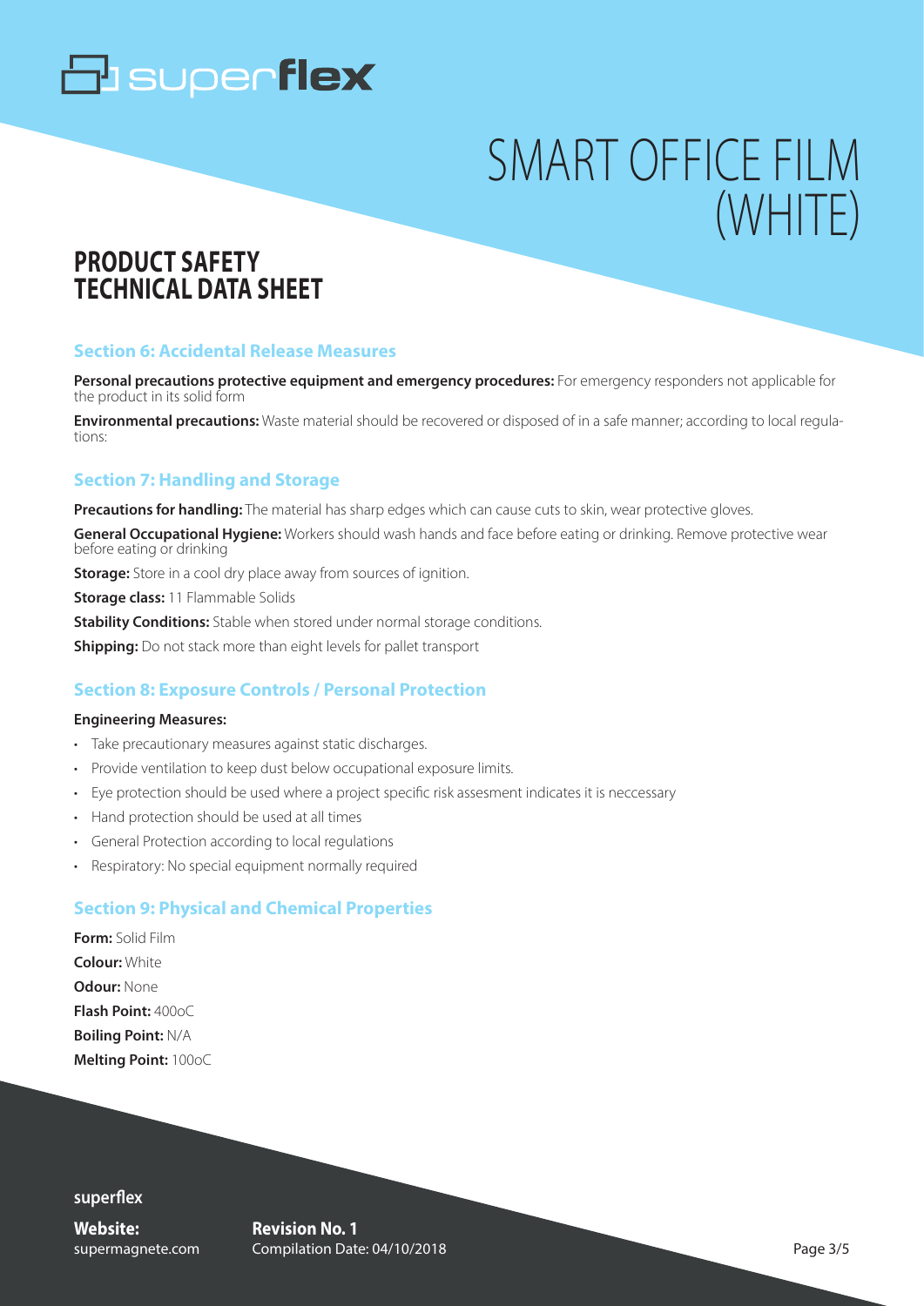# SMART OFFICE FILM (WHITE)

## PRODUCT SAFETY TECHNICAL DATA SHEET

### Section 6: Accidental Release Measures

**Personal precautions protective equipment and emergency procedures:** For emergency responders not applicable for the product in its solid form

**Environmental precautions:** Waste material should be recovered or disposed of in a safe manner; according to local regulations:

### Section 7: Handling and Storage

**Precautions for handling:** The material has sharp edges which can cause cuts to skin, wear protective gloves.

**General Occupational Hygiene:** Workers should wash hands and face before eating or drinking. Remove protective wear before eating or drinking

**Storage:** Store in a cool dry place away from sources of ignition.

**Storage class:** 11 Flammable Solids

**Stability Conditions:** Stable when stored under normal storage conditions.

**Shipping:** Do not stack more than eight levels for pallet transport

### Section 8: Exposure Controls / Personal Protection

**Engineering Measures:**

- Take precautionary measures against static discharges.
- Provide ventilation to keep dust below occupational exposure limits.
- Eye protection should be used where a project specific risk assesment indicates it is neccessary
- Hand protection should be used at all times
- General Protection according to local regulations
- Respiratory: No special equipment normally required

### Section 9: Physical and Chemical Properties

**Form:** Solid Film

**Colour:** White

**Odour:** None

**Flash Point:** 400oC

**Boiling Point:** N/A

**Melting Point:** 100oC

**superflex**

**Website:** supermagnete.com

**Revision No. 1**
Compilation Date: 04/10/2018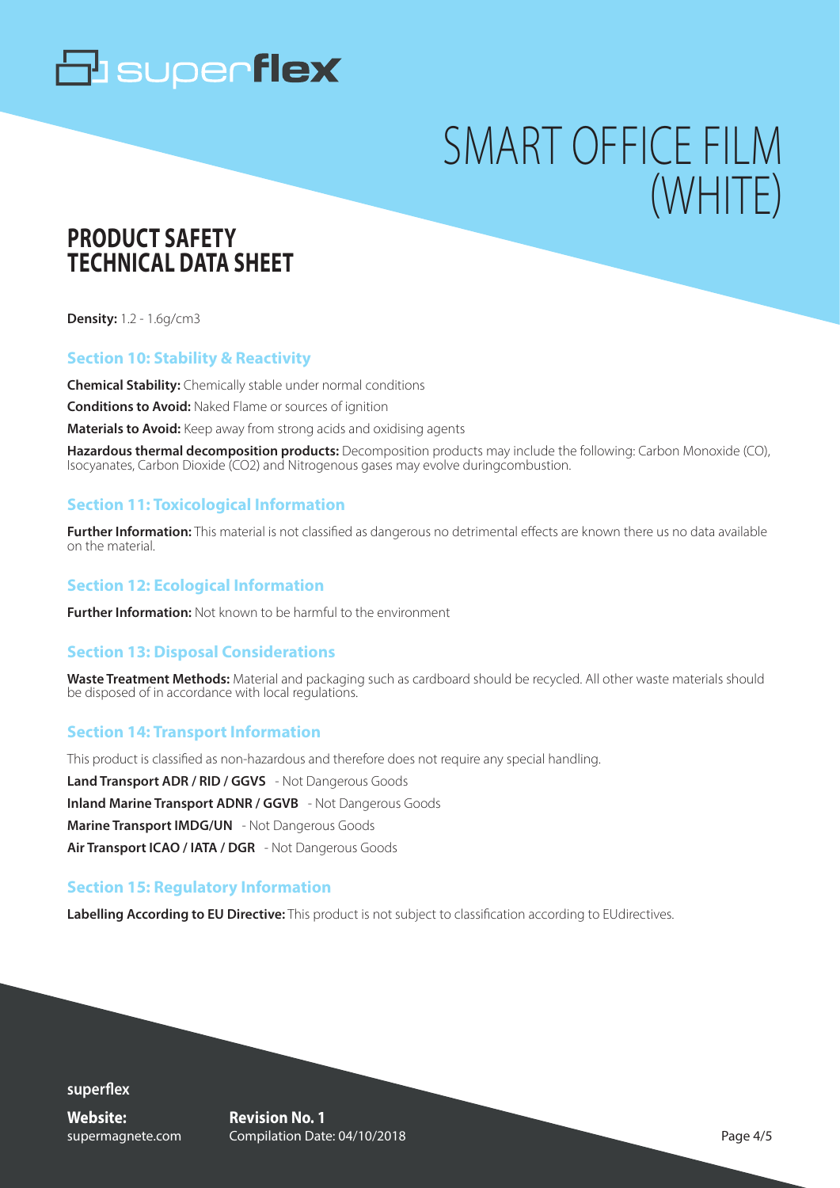# SMART OFFICE FILM (WHITE)

## PRODUCT SAFETY TECHNICAL DATA SHEET

**Density:** 1.2 - 1.6g/cm3

### Section 10: Stability & Reactivity

**Chemical Stability:** Chemically stable under normal conditions

**Conditions to Avoid:** Naked Flame or sources of ignition

**Materials to Avoid:** Keep away from strong acids and oxidising agents

**Hazardous thermal decomposition products:** Decomposition products may include the following: Carbon Monoxide (CO), Isocyanates, Carbon Dioxide ($CO_2$) and Nitrogenous gases may evolve duringcombustion.

### Section 11: Toxicological Information

**Further Information:** This material is not classified as dangerous no detrimental effects are known there us no data available on the material.

### Section 12: Ecological Information

**Further Information:** Not known to be harmful to the environment

### Section 13: Disposal Considerations

**Waste Treatment Methods:** Material and packaging such as cardboard should be recycled. All other waste materials should be disposed of in accordance with local regulations.

### Section 14: Transport Information

This product is classified as non-hazardous and therefore does not require any special handling.

**Land Transport ADR / RID / GGVS** - Not Dangerous Goods

**Inland Marine Transport ADNR / GGVB** - Not Dangerous Goods

**Marine Transport IMDG/UN** - Not Dangerous Goods

**Air Transport ICAO / IATA / DGR** - Not Dangerous Goods

### Section 15: Regulatory Information

**Labelling According to EU Directive:** This product is not subject to classification according to EUdirectives.

**superflex**

**Website:** supermagnete.com

**Revision No. 1**
Compilation Date: 04/10/2018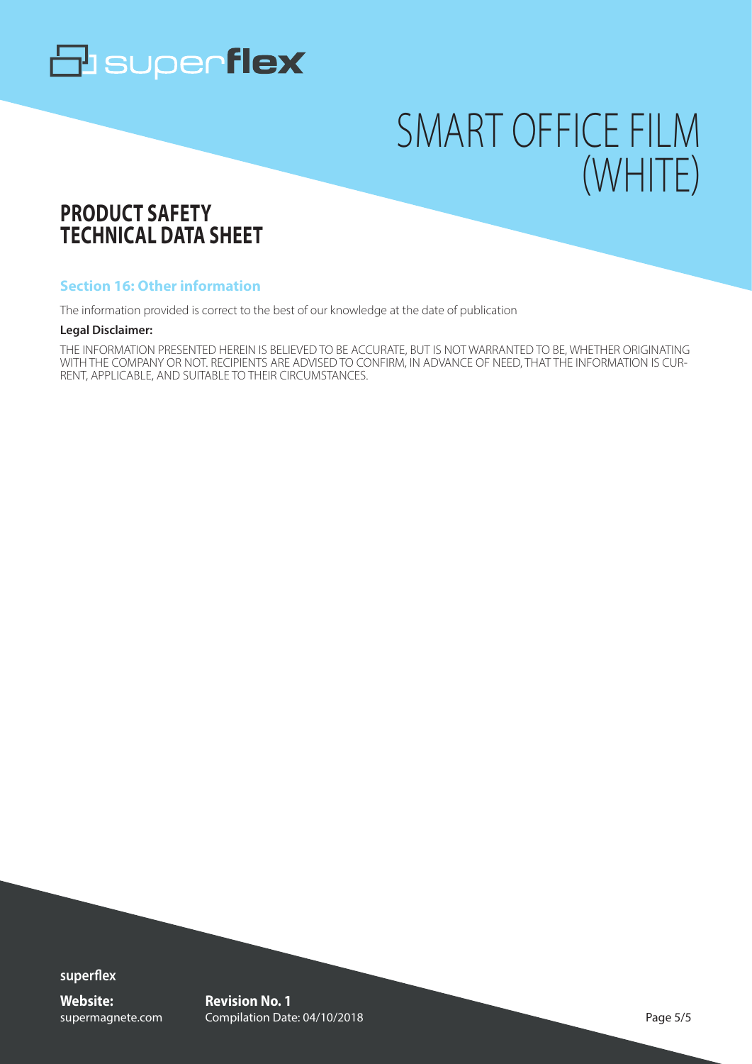# SMART OFFICE FILM (WHITE)

## PRODUCT SAFETY TECHNICAL DATA SHEET

### Section 16: Other information

The information provided is correct to the best of our knowledge at the date of publication

**Legal Disclaimer:**

THE INFORMATION PRESENTED HEREIN IS BELIEVED TO BE ACCURATE, BUT IS NOT WARRANTED TO BE, WHETHER ORIGINATING WITH THE COMPANY OR NOT. RECIPIENTS ARE ADVISED TO CONFIRM, IN ADVANCE OF NEED, THAT THE INFORMATION IS CURRENT, APPLICABLE, AND SUITABLE TO THEIR CIRCUMSTANCES.